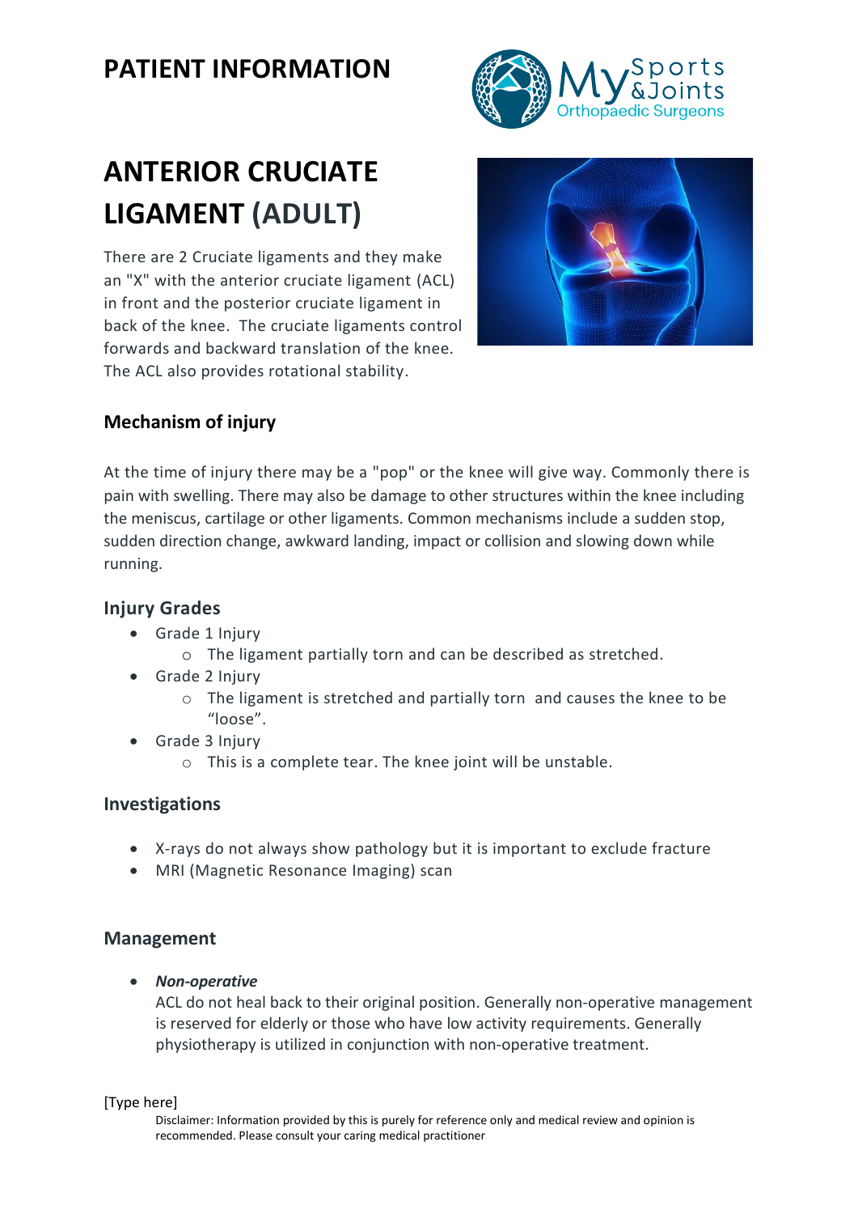# PATIENT INFORMATION

# ANTERIOR CRUCIATE LIGAMENT (ADULT)

There are 2 Cruciate ligaments and they make an "X" with the anterior cruciate ligament (ACL) in front and the posterior cruciate ligament in back of the knee. The cruciate ligaments control forwards and backward translation of the knee. The ACL also provides rotational stability.

## Mechanism of injury

At the time of injury there may be a "pop" or the knee will give way. Commonly there is pain with swelling. There may also be damage to other structures within the knee including the meniscus, cartilage or other ligaments. Common mechanisms include a sudden stop, sudden direction change, awkward landing, impact or collision and slowing down while running.

## Injury Grades

- Grade 1 Injury
  - The ligament partially torn and can be described as stretched.
- Grade 2 Injury
  - The ligament is stretched and partially torn and causes the knee to be "loose".
- Grade 3 Injury
  - This is a complete tear. The knee joint will be unstable.

## Investigations

- X-rays do not always show pathology but it is important to exclude fracture
- MRI (Magnetic Resonance Imaging) scan

## Management

- ***Non-operative***
  ACL do not heal back to their original position. Generally non-operative management is reserved for elderly or those who have low activity requirements. Generally physiotherapy is utilized in conjunction with non-operative treatment.

[Type here]

Disclaimer: Information provided by this is purely for reference only and medical review and opinion is recommended. Please consult your caring medical practitioner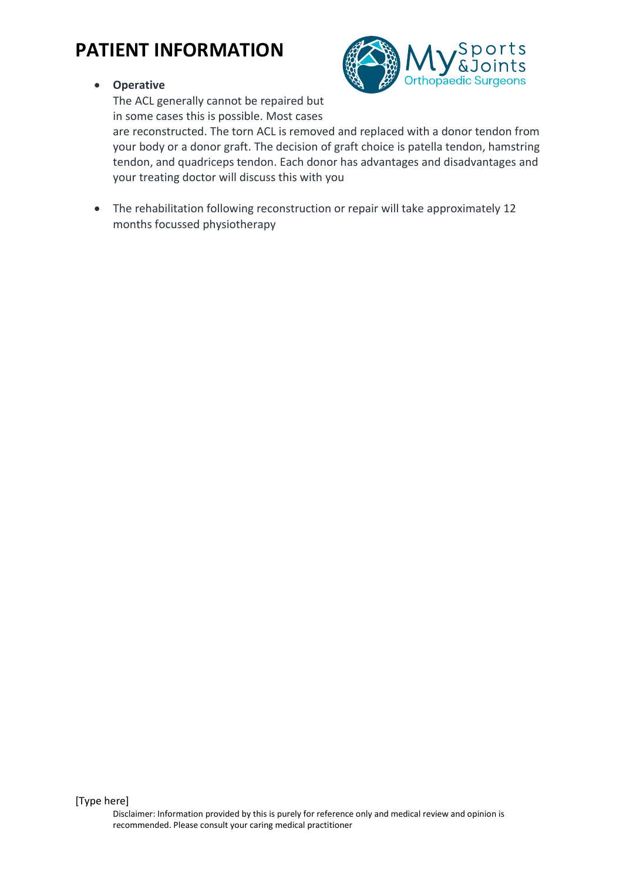# PATIENT INFORMATION

- **Operative**
  The ACL generally cannot be repaired but in some cases this is possible. Most cases are reconstructed. The torn ACL is removed and replaced with a donor tendon from your body or a donor graft. The decision of graft choice is patella tendon, hamstring tendon, and quadriceps tendon. Each donor has advantages and disadvantages and your treating doctor will discuss this with you

- The rehabilitation following reconstruction or repair will take approximately 12 months focussed physiotherapy

[Type here]

Disclaimer: Information provided by this is purely for reference only and medical review and opinion is recommended. Please consult your caring medical practitioner